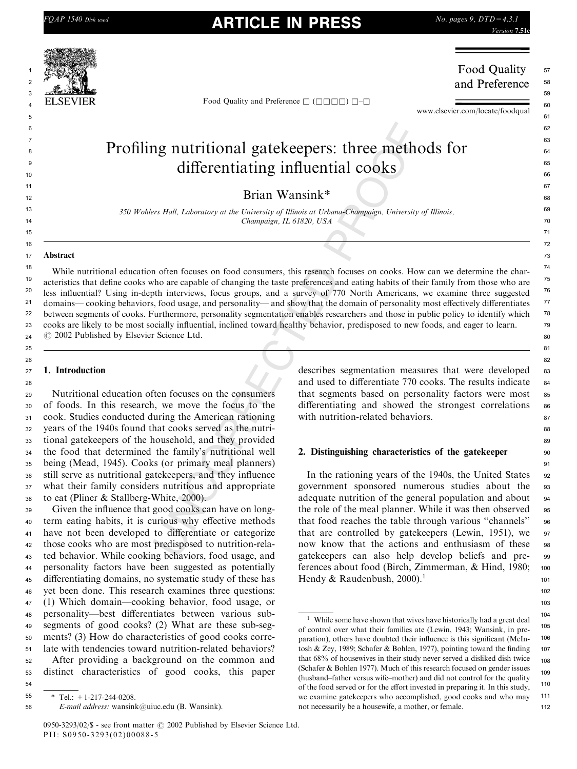# Profiling nutritional gatekeepers: three methods for differentiating influential cooks

Brian Wansink*

*350 Wohlers Hall, Laboratory at the University of Illinois at Urbana-Champaign, University of Illinois, Champaign, IL 61820, USA*

## Abstract

While nutritional education often focuses on food consumers, this research focuses on cooks. How can we determine the characteristics that define cooks who are capable of changing the taste preferences and eating habits of their family from those who are less influential? Using in-depth interviews, focus groups, and a survey of 770 North Americans, we examine three suggested domains— cooking behaviors, food usage, and personality— and show that the domain of personality most effectively differentiates between segments of cooks. Furthermore, personality segmentation enables researchers and those in public policy to identify which cooks are likely to be most socially influential, inclined toward healthy behavior, predisposed to new foods, and eager to learn.
© 2002 Published by Elsevier Science Ltd.

## 1. Introduction

Nutritional education often focuses on the consumers of foods. In this research, we move the focus to the cook. Studies conducted during the American rationing years of the 1940s found that cooks served as the nutritional gatekeepers of the household, and they provided the food that determined the family's nutritional well being (Mead, 1945). Cooks (or primary meal planners) still serve as nutritional gatekeepers, and they influence what their family considers nutritious and appropriate to eat (Pliner & Stallberg-White, 2000).

Given the influence that good cooks can have on long-term eating habits, it is curious why effective methods have not been developed to differentiate or categorize those cooks who are most predisposed to nutrition-related behavior. While cooking behaviors, food usage, and personality factors have been suggested as potentially differentiating domains, no systematic study of these has yet been done. This research examines three questions: (1) Which domain—cooking behavior, food usage, or personality—best differentiates between various sub-segments of good cooks? (2) What are these sub-segments? (3) How do characteristics of good cooks correlate with tendencies toward nutrition-related behaviors?

After providing a background on the common and distinct characteristics of good cooks, this paper describes segmentation measures that were developed and used to differentiate 770 cooks. The results indicate that segments based on personality factors were most differentiating and showed the strongest correlations with nutrition-related behaviors.

## 2. Distinguishing characteristics of the gatekeeper

In the rationing years of the 1940s, the United States government sponsored numerous studies about the adequate nutrition of the general population and about the role of the meal planner. While it was then observed that food reaches the table through various "channels" that are controlled by gatekeepers (Lewin, 1951), we now know that the actions and enthusiasm of these gatekeepers can also help develop beliefs and preferences about food (Birch, Zimmerman, & Hind, 1980; Hendy & Raudenbush, 2000).[1]

[1] While some have shown that wives have historically had a great deal of control over what their families ate (Lewin, 1943; Wansink, in preparation), others have doubted their influence is this significant (McIntosh & Zey, 1989; Schafer & Bohlen, 1977), pointing toward the finding that 68% of housewives in their study never served a disliked dish twice (Schafer & Bohlen 1977). Much of this research focused on gender issues (husband–father versus wife–mother) and did not control for the quality of the food served or for the effort invested in preparing it. In this study, we examine gatekeepers who accomplished, good cooks and who may not necessarily be a housewife, a mother, or female.

\* Tel.: +1-217-244-0208.
*E-mail address:* wansink@uiuc.edu (B. Wansink).

0950-3293/02/$ - see front matter © 2002 Published by Elsevier Science Ltd.
PII: S0950-3293(02)00088-5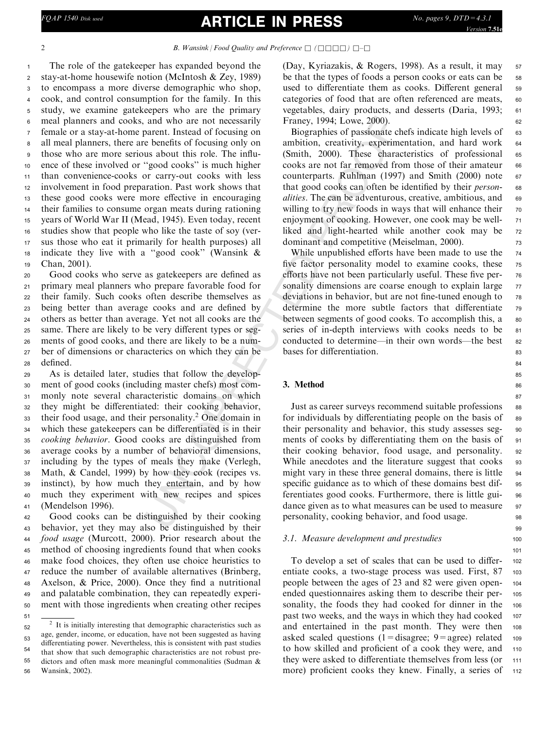The role of the gatekeeper has expanded beyond the stay-at-home housewife notion (McIntosh & Zey, 1989) to encompass a more diverse demographic who shop, cook, and control consumption for the family. In this study, we examine gatekeepers who are the primary meal planners and cooks, and who are not necessarily female or a stay-at-home parent. Instead of focusing on all meal planners, there are benefits of focusing only on those who are more serious about this role. The influence of these involved or "good cooks" is much higher than convenience-cooks or carry-out cooks with less involvement in food preparation. Past work shows that these good cooks were more effective in encouraging their families to consume organ meats during rationing years of World War II (Mead, 1945). Even today, recent studies show that people who like the taste of soy (versus those who eat it primarily for health purposes) all indicate they live with a "good cook" (Wansink & Chan, 2001).

Good cooks who serve as gatekeepers are defined as primary meal planners who prepare favorable food for their family. Such cooks often describe themselves as being better than average cooks and are defined by others as better than average. Yet not all cooks are the same. There are likely to be very different types or segments of good cooks, and there are likely to be a number of dimensions or characterics on which they can be defined.

As is detailed later, studies that follow the development of good cooks (including master chefs) most commonly note several characteristic domains on which they might be differentiated: their cooking behavior, their food usage, and their personality.[2] One domain in which these gatekeepers can be differentiated is in their *cooking behavior*. Good cooks are distinguished from average cooks by a number of behavioral dimensions, including by the types of meals they make (Verlegh, Math, & Candel, 1999) by how they cook (recipes vs. instinct), by how much they entertain, and by how much they experiment with new recipes and spices (Mendelson 1996).

Good cooks can be distinguished by their cooking behavior, yet they may also be distinguished by their *food usage* (Murcott, 2000). Prior research about the method of choosing ingredients found that when cooks make food choices, they often use choice heuristics to reduce the number of available alternatives (Brinberg, Axelson, & Price, 2000). Once they find a nutritional and palatable combination, they can repeatedly experiment with those ingredients when creating other recipes (Day, Kyriazakis, & Rogers, 1998). As a result, it may be that the types of foods a person cooks or eats can be used to differentiate them as cooks. Different general categories of food that are often referenced are meats, vegetables, dairy products, and desserts (Daria, 1993; Franey, 1994; Lowe, 2000).

Biographies of passionate chefs indicate high levels of ambition, creativity, experimentation, and hard work (Smith, 2000). These characteristics of professional cooks are not far removed from those of their amateur counterparts. Ruhlman (1997) and Smith (2000) note that good cooks can often be identified by their *personalities*. The can be adventurous, creative, ambitious, and willing to try new foods in ways that will enhance their enjoyment of cooking. However, one cook may be well-liked and light-hearted while another cook may be dominant and competitive (Meiselman, 2000).

While unpublished efforts have been made to use the five factor personality model to examine cooks, these efforts have not been particularly useful. These five personality dimensions are coarse enough to explain large deviations in behavior, but are not fine-tuned enough to determine the more subtle factors that differentiate between segments of good cooks. To accomplish this, a series of in-depth interviews with cooks needs to be conducted to determine—in their own words—the best bases for differentiation.

## 3. Method

Just as career surveys recommend suitable professions for individuals by differentiating people on the basis of their personality and behavior, this study assesses segments of cooks by differentiating them on the basis of their cooking behavior, food usage, and personality. While anecdotes and the literature suggest that cooks might vary in these three general domains, there is little specific guidance as to which of these domains best differentiates good cooks. Furthermore, there is little guidance given as to what measures can be used to measure personality, cooking behavior, and food usage.

### 3.1. Measure development and prestudies

To develop a set of scales that can be used to differentiate cooks, a two-stage process was used. First, 87 people between the ages of 23 and 82 were given open-ended questionnaires asking them to describe their personality, the foods they had cooked for dinner in the past two weeks, and the ways in which they had cooked and entertained in the past month. They were then asked scaled questions (1 = disagree; 9 = agree) related to how skilled and proficient of a cook they were, and they were asked to differentiate themselves from less (or more) proficient cooks they knew. Finally, a series of

---

[2] It is initially interesting that demographic characteristics such as age, gender, income, or education, have not been suggested as having differentiating power. Nevertheless, this is consistent with past studies that show that such demographic characteristics are not robust predictors and often mask more meaningful commonalities (Sudman & Wansink, 2002).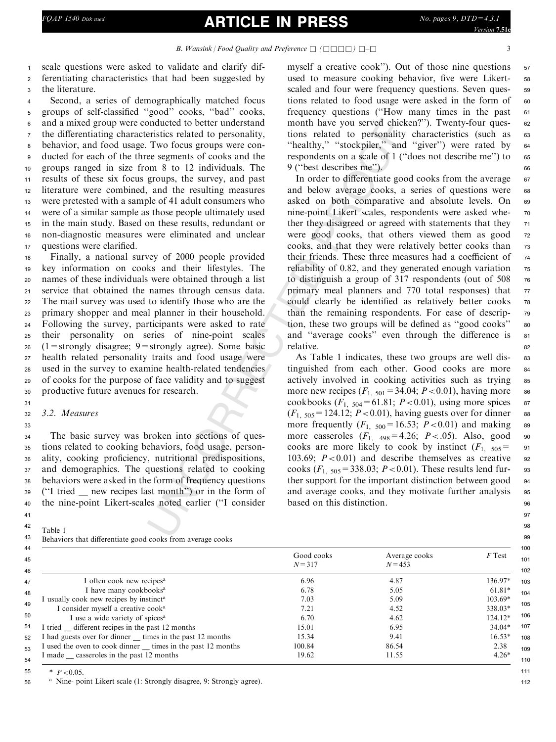scale questions were asked to validate and clarify differentiating characteristics that had been suggested by the literature.

Second, a series of demographically matched focus groups of self-classified "good" cooks, "bad" cooks, and a mixed group were conducted to better understand the differentiating characteristics related to personality, behavior, and food usage. Two focus groups were conducted for each of the three segments of cooks and the groups ranged in size from 8 to 12 individuals. The results of these six focus groups, the survey, and past literature were combined, and the resulting measures were pretested with a sample of 41 adult consumers who were of a similar sample as those people ultimately used in the main study. Based on these results, redundant or non-diagnostic measures were eliminated and unclear questions were clarified.

Finally, a national survey of 2000 people provided key information on cooks and their lifestyles. The names of these individuals were obtained through a list service that obtained the names through census data. The mail survey was used to identify those who are the primary shopper and meal planner in their household. Following the survey, participants were asked to rate their personality on series of nine-point scales (1 = strongly disagree; 9 = strongly agree). Some basic health related personality traits and food usage were used in the survey to examine health-related tendencies of cooks for the purpose of face validity and to suggest productive future avenues for research.

### 3.2. Measures

The basic survey was broken into sections of questions related to cooking behaviors, food usage, personality, cooking proficiency, nutritional predispositions, and demographics. The questions related to cooking behaviors were asked in the form of frequency questions ("I tried __ new recipes last month") or in the form of the nine-point Likert-scales noted earlier ("I consider myself a creative cook"). Out of those nine questions used to measure cooking behavior, five were Likert-scaled and four were frequency questions. Seven questions related to food usage were asked in the form of frequency questions ("How many times in the past month have you served chicken?"). Twenty-four questions related to personality characteristics (such as "healthy," "stockpiler," and "giver") were rated by respondents on a scale of 1 ("does not describe me") to 9 ("best describes me").

In order to differentiate good cooks from the average and below average cooks, a series of questions were asked on both comparative and absolute levels. On nine-point Likert scales, respondents were asked whether they disagreed or agreed with statements that they were good cooks, that others viewed them as good cooks, and that they were relatively better cooks than their friends. These three measures had a coefficient of reliability of 0.82, and they generated enough variation to distinguish a group of 317 respondents (out of 508 primary meal planners and 770 total responses) that could clearly be identified as relatively better cooks than the remaining respondents. For ease of description, these two groups will be defined as "good cooks" and "average cooks" even through the difference is relative.

As Table 1 indicates, these two groups are well distinguished from each other. Good cooks are more actively involved in cooking activities such as trying more new recipes ($F_{1,\ 501} = 34.04$; $P < 0.01$), having more cookbooks ($F_{1,\ 504} = 61.81$; $P < 0.01$), using more spices ($F_{1,\ 505} = 124.12$; $P < 0.01$), having guests over for dinner more frequently ($F_{1,\ 500} = 16.53$; $P < 0.01$) and making more casseroles ($F_{1,\ 498} = 4.26$; $P < .05$). Also, good cooks are more likely to cook by instinct ($F_{1,\ 505} = 103.69$; $P < 0.01$) and describe themselves as creative cooks ($F_{1,\ 505} = 338.03$; $P < 0.01$). These results lend further support for the important distinction between good and average cooks, and they motivate further analysis based on this distinction.

Table 1
Behaviors that differentiate good cooks from average cooks

| | Good cooks $N = 317$ | Average cooks $N = 453$ | $F$ Test |
|---|---|---|---|
| I often cook new recipes[a] | 6.96 | 4.87 | 136.97* |
| I have many cookbooks[a] | 6.78 | 5.05 | 61.81* |
| I usually cook new recipes by instinct[a] | 7.03 | 5.09 | 103.69* |
| I consider myself a creative cook[a] | 7.21 | 4.52 | 338.03* |
| I use a wide variety of spices[a] | 6.70 | 4.62 | 124.12* |
| I tried __ different recipes in the past 12 months | 15.01 | 6.95 | 34.04* |
| I had guests over for dinner __ times in the past 12 months | 15.34 | 9.41 | 16.53* |
| I used the oven to cook dinner __ times in the past 12 months | 100.84 | 86.54 | 2.38 |
| I made __ casseroles in the past 12 months | 19.62 | 11.55 | 4.26* |

* $P < 0.05$.

[a] Nine- point Likert scale (1: Strongly disagree, 9: Strongly agree).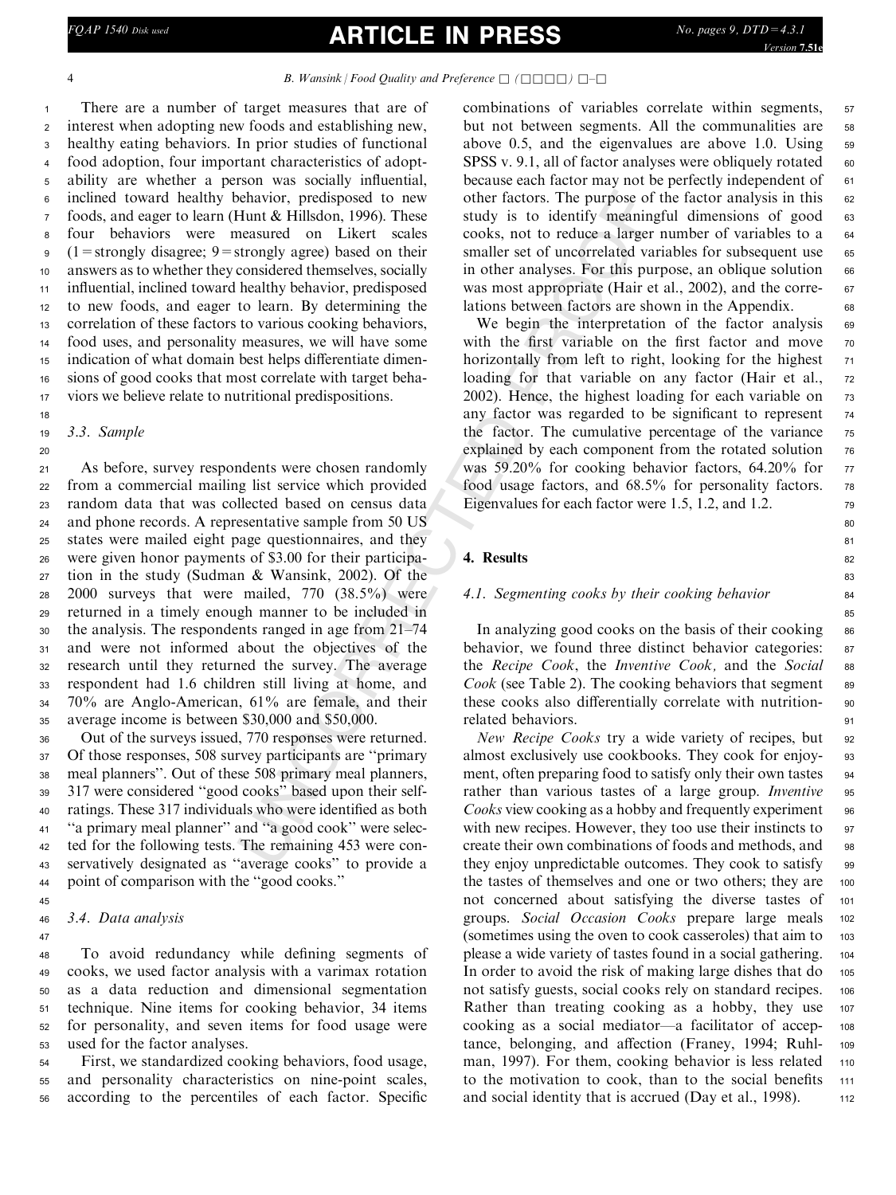There are a number of target measures that are of interest when adopting new foods and establishing new, healthy eating behaviors. In prior studies of functional food adoption, four important characteristics of adoptability are whether a person was socially influential, inclined toward healthy behavior, predisposed to new foods, and eager to learn (Hunt & Hillsdon, 1996). These four behaviors were measured on Likert scales (1 = strongly disagree; 9 = strongly agree) based on their answers as to whether they considered themselves, socially influential, inclined toward healthy behavior, predisposed to new foods, and eager to learn. By determining the correlation of these factors to various cooking behaviors, food uses, and personality measures, we will have some indication of what domain best helps differentiate dimensions of good cooks that most correlate with target behaviors we believe relate to nutritional predispositions.

### 3.3. Sample

As before, survey respondents were chosen randomly from a commercial mailing list service which provided random data that was collected based on census data and phone records. A representative sample from 50 US states were mailed eight page questionnaires, and they were given honor payments of $3.00 for their participation in the study (Sudman & Wansink, 2002). Of the 2000 surveys that were mailed, 770 (38.5%) were returned in a timely enough manner to be included in the analysis. The respondents ranged in age from 21–74 and were not informed about the objectives of the research until they returned the survey. The average respondent had 1.6 children still living at home, and 70% are Anglo-American, 61% are female, and their average income is between $30,000 and $50,000.

Out of the surveys issued, 770 responses were returned. Of those responses, 508 survey participants are "primary meal planners". Out of these 508 primary meal planners, 317 were considered "good cooks" based upon their self-ratings. These 317 individuals who were identified as both "a primary meal planner" and "a good cook" were selected for the following tests. The remaining 453 were conservatively designated as "average cooks" to provide a point of comparison with the "good cooks."

### 3.4. Data analysis

To avoid redundancy while defining segments of cooks, we used factor analysis with a varimax rotation as a data reduction and dimensional segmentation technique. Nine items for cooking behavior, 34 items for personality, and seven items for food usage were used for the factor analyses.

First, we standardized cooking behaviors, food usage, and personality characteristics on nine-point scales, according to the percentiles of each factor. Specific combinations of variables correlate within segments, but not between segments. All the communalities are above 0.5, and the eigenvalues are above 1.0. Using SPSS v. 9.1, all of factor analyses were obliquely rotated because each factor may not be perfectly independent of other factors. The purpose of the factor analysis in this study is to identify meaningful dimensions of good cooks, not to reduce a larger number of variables to a smaller set of uncorrelated variables for subsequent use in other analyses. For this purpose, an oblique solution was most appropriate (Hair et al., 2002), and the correlations between factors are shown in the Appendix.

We begin the interpretation of the factor analysis with the first variable on the first factor and move horizontally from left to right, looking for the highest loading for that variable on any factor (Hair et al., 2002). Hence, the highest loading for each variable on any factor was regarded to be significant to represent the factor. The cumulative percentage of the variance explained by each component from the rotated solution was 59.20% for cooking behavior factors, 64.20% for food usage factors, and 68.5% for personality factors. Eigenvalues for each factor were 1.5, 1.2, and 1.2.

## 4. Results

### 4.1. Segmenting cooks by their cooking behavior

In analyzing good cooks on the basis of their cooking behavior, we found three distinct behavior categories: the *Recipe Cook*, the *Inventive Cook*, and the *Social Cook* (see Table 2). The cooking behaviors that segment these cooks also differentially correlate with nutrition-related behaviors.

*New Recipe Cooks* try a wide variety of recipes, but almost exclusively use cookbooks. They cook for enjoyment, often preparing food to satisfy only their own tastes rather than various tastes of a large group. *Inventive Cooks* view cooking as a hobby and frequently experiment with new recipes. However, they too use their instincts to create their own combinations of foods and methods, and they enjoy unpredictable outcomes. They cook to satisfy the tastes of themselves and one or two others; they are not concerned about satisfying the diverse tastes of groups. *Social Occasion Cooks* prepare large meals (sometimes using the oven to cook casseroles) that aim to please a wide variety of tastes found in a social gathering. In order to avoid the risk of making large dishes that do not satisfy guests, social cooks rely on standard recipes. Rather than treating cooking as a hobby, they use cooking as a social mediator—a facilitator of acceptance, belonging, and affection (Franey, 1994; Ruhlman, 1997). For them, cooking behavior is less related to the motivation to cook, than to the social benefits and social identity that is accrued (Day et al., 1998).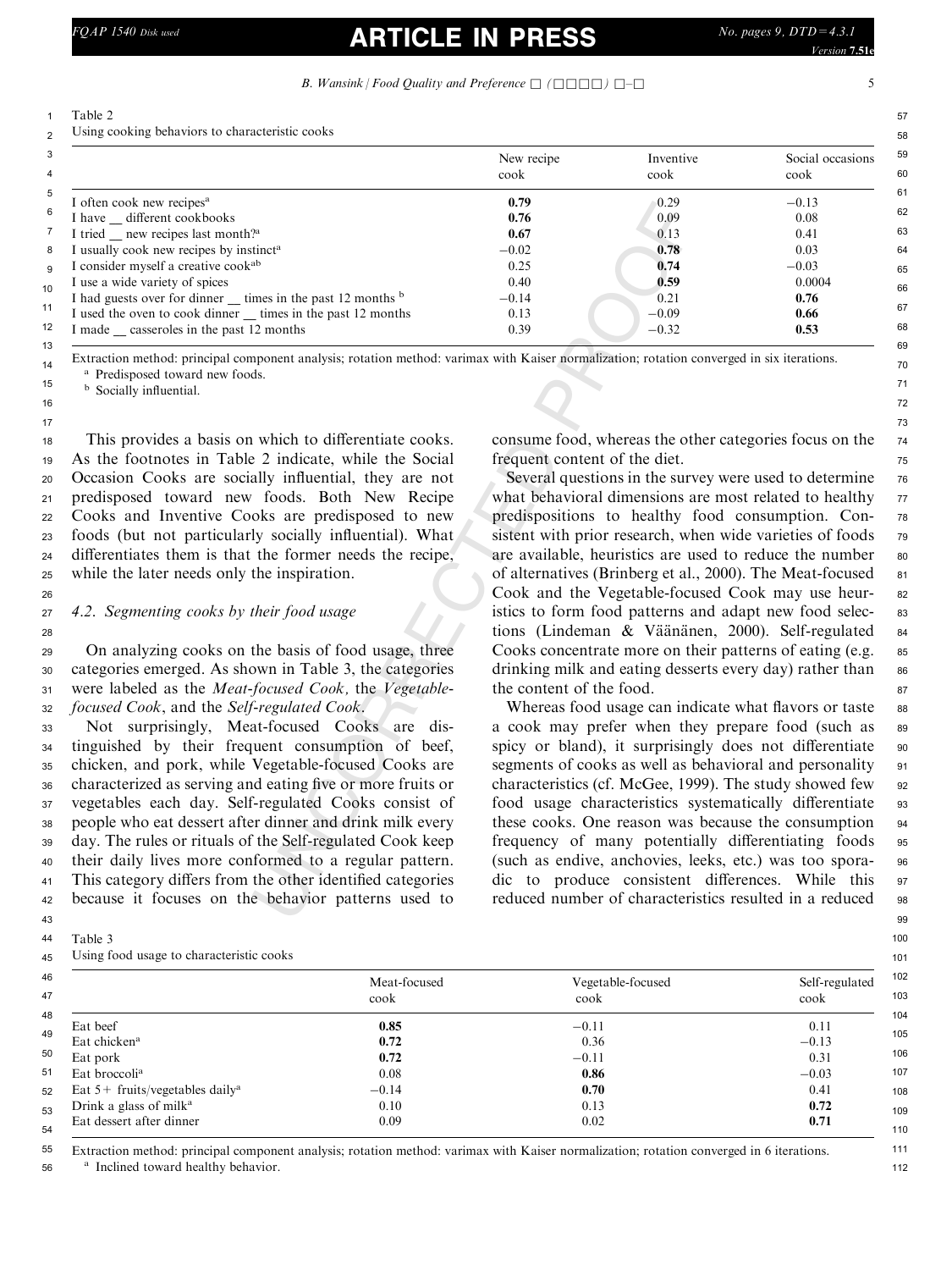Table 2
Using cooking behaviors to characteristic cooks

| | New recipe cook | Inventive cook | Social occasions cook |
|---|---|---|---|
| I often cook new recipes[a] | **0.79** | 0.29 | −0.13 |
| I have __ different cookbooks | **0.76** | 0.09 | 0.08 |
| I tried __ new recipes last month?[a] | **0.67** | 0.13 | 0.41 |
| I usually cook new recipes by instinct[a] | −0.02 | **0.78** | 0.03 |
| I consider myself a creative cook[ab] | 0.25 | **0.74** | −0.03 |
| I use a wide variety of spices | 0.40 | **0.59** | 0.0004 |
| I had guests over for dinner __ times in the past 12 months [b] | −0.14 | 0.21 | **0.76** |
| I used the oven to cook dinner __ times in the past 12 months | 0.13 | −0.09 | **0.66** |
| I made __ casseroles in the past 12 months | 0.39 | −0.32 | **0.53** |

Extraction method: principal component analysis; rotation method: varimax with Kaiser normalization; rotation converged in six iterations.
[a] Predisposed toward new foods.
[b] Socially influential.

This provides a basis on which to differentiate cooks. As the footnotes in Table 2 indicate, while the Social Occasion Cooks are socially influential, they are not predisposed toward new foods. Both New Recipe Cooks and Inventive Cooks are predisposed to new foods (but not particularly socially influential). What differentiates them is that the former needs the recipe, while the later needs only the inspiration.

### 4.2. Segmenting cooks by their food usage

On analyzing cooks on the basis of food usage, three categories emerged. As shown in Table 3, the categories were labeled as the *Meat-focused Cook*, the *Vegetable-focused Cook*, and the *Self-regulated Cook*.

Not surprisingly, Meat-focused Cooks are distinguished by their frequent consumption of beef, chicken, and pork, while Vegetable-focused Cooks are characterized as serving and eating five or more fruits or vegetables each day. Self-regulated Cooks consist of people who eat dessert after dinner and drink milk every day. The rules or rituals of the Self-regulated Cook keep their daily lives more conformed to a regular pattern. This category differs from the other identified categories because it focuses on the behavior patterns used to consume food, whereas the other categories focus on the frequent content of the diet.

Several questions in the survey were used to determine what behavioral dimensions are most related to healthy predispositions to healthy food consumption. Consistent with prior research, when wide varieties of foods are available, heuristics are used to reduce the number of alternatives (Brinberg et al., 2000). The Meat-focused Cook and the Vegetable-focused Cook may use heuristics to form food patterns and adapt new food selections (Lindeman & Väänänen, 2000). Self-regulated Cooks concentrate more on their patterns of eating (e.g. drinking milk and eating desserts every day) rather than the content of the food.

Whereas food usage can indicate what flavors or taste a cook may prefer when they prepare food (such as spicy or bland), it surprisingly does not differentiate segments of cooks as well as behavioral and personality characteristics (cf. McGee, 1999). The study showed few food usage characteristics systematically differentiate these cooks. One reason was because the consumption frequency of many potentially differentiating foods (such as endive, anchovies, leeks, etc.) was too sporadic to produce consistent differences. While this reduced number of characteristics resulted in a reduced

Table 3
Using food usage to characteristic cooks

| | Meat-focused cook | Vegetable-focused cook | Self-regulated cook |
|---|---|---|---|
| Eat beef | **0.85** | −0.11 | 0.11 |
| Eat chicken[a] | **0.72** | 0.36 | −0.13 |
| Eat pork | **0.72** | −0.11 | 0.31 |
| Eat broccoli[a] | 0.08 | **0.86** | −0.03 |
| Eat 5+ fruits/vegetables daily[a] | −0.14 | **0.70** | 0.41 |
| Drink a glass of milk[a] | 0.10 | 0.13 | **0.72** |
| Eat dessert after dinner | 0.09 | 0.02 | **0.71** |

Extraction method: principal component analysis; rotation method: varimax with Kaiser normalization; rotation converged in 6 iterations.
[a] Inclined toward healthy behavior.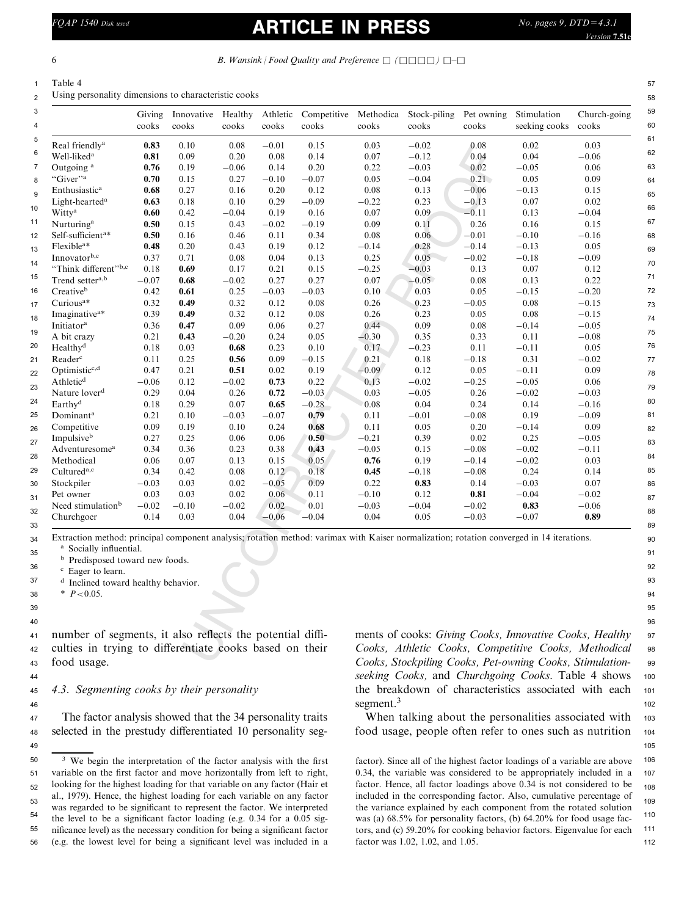Table 4
Using personality dimensions to characteristic cooks

| | Giving cooks | Innovative cooks | Healthy cooks | Athletic cooks | Competitive cooks | Methodica cooks | Stock-piling cooks | Pet owning cooks | Stimulation seeking cooks | Church-going cooks |
|---|---|---|---|---|---|---|---|---|---|---|
| Real friendly[a] | **0.83** | 0.10 | 0.08 | −0.01 | 0.15 | 0.03 | −0.02 | 0.08 | 0.02 | 0.03 |
| Well-liked[a] | **0.81** | 0.09 | 0.20 | 0.08 | 0.14 | 0.07 | −0.12 | 0.04 | 0.04 | −0.06 |
| Outgoing [a] | **0.76** | 0.19 | −0.06 | 0.14 | 0.20 | 0.22 | −0.03 | 0.02 | −0.05 | 0.06 |
| "Giver"[a] | **0.70** | 0.15 | 0.27 | −0.10 | −0.07 | 0.05 | −0.04 | 0.21 | 0.05 | 0.09 |
| Enthusiastic[a] | **0.68** | 0.27 | 0.16 | 0.20 | 0.12 | 0.08 | 0.13 | −0.06 | −0.13 | 0.15 |
| Light-hearted[a] | **0.63** | 0.18 | 0.10 | 0.29 | −0.09 | −0.22 | 0.23 | −0.13 | 0.07 | 0.02 |
| Witty[a] | **0.60** | 0.42 | −0.04 | 0.19 | 0.16 | 0.07 | 0.09 | −0.11 | 0.13 | −0.04 |
| Nurturing[a] | **0.50** | 0.15 | 0.43 | −0.02 | −0.19 | 0.09 | 0.11 | 0.26 | 0.16 | 0.15 |
| Self-sufficient[a]* | **0.50** | 0.16 | 0.46 | 0.11 | 0.34 | 0.08 | 0.06 | −0.01 | −0.10 | −0.16 |
| Flexible[a]* | **0.48** | 0.20 | 0.43 | 0.19 | 0.12 | −0.14 | 0.28 | −0.14 | −0.13 | 0.05 |
| Innovator[b,c] | 0.37 | **0.71** | 0.08 | 0.04 | 0.13 | 0.25 | 0.05 | −0.02 | −0.18 | −0.09 |
| "Think different"[b,c] | 0.18 | **0.69** | 0.17 | 0.21 | 0.15 | −0.25 | −0.03 | 0.13 | 0.07 | 0.12 |
| Trend setter[a,b] | −0.07 | **0.68** | −0.02 | 0.27 | 0.27 | 0.07 | −0.05 | 0.08 | 0.13 | 0.22 |
| Creative[b] | 0.42 | **0.61** | 0.25 | −0.03 | −0.03 | 0.10 | 0.03 | 0.05 | −0.15 | −0.20 |
| Curious[a]* | 0.32 | **0.49** | 0.32 | 0.12 | 0.08 | 0.26 | 0.23 | −0.05 | 0.08 | −0.15 |
| Imaginative[a]* | 0.39 | **0.49** | 0.32 | 0.12 | 0.08 | 0.26 | 0.23 | 0.05 | 0.08 | −0.15 |
| Initiator[a] | 0.36 | **0.47** | 0.09 | 0.06 | 0.27 | 0.44 | 0.09 | 0.08 | −0.14 | −0.05 |
| A bit crazy | 0.21 | **0.43** | −0.20 | 0.24 | 0.05 | −0.30 | 0.35 | 0.33 | 0.11 | −0.08 |
| Healthy[d] | 0.18 | 0.03 | **0.68** | 0.23 | 0.10 | 0.17 | −0.23 | 0.11 | −0.11 | 0.05 |
| Reader[c] | 0.11 | 0.25 | **0.56** | 0.09 | −0.15 | 0.21 | 0.18 | −0.18 | 0.31 | −0.02 |
| Optimistic[c,d] | 0.47 | 0.21 | **0.51** | 0.02 | 0.19 | −0.09 | 0.12 | 0.05 | −0.11 | 0.09 |
| Athletic[d] | −0.06 | 0.12 | −0.02 | **0.73** | 0.22 | 0.13 | −0.02 | −0.25 | −0.05 | 0.06 |
| Nature lover[d] | 0.29 | 0.04 | 0.26 | **0.72** | −0.03 | 0.03 | −0.05 | 0.26 | −0.02 | −0.03 |
| Earthy[d] | 0.18 | 0.29 | 0.07 | **0.65** | −0.28 | 0.08 | 0.04 | 0.24 | 0.14 | −0.16 |
| Dominant[a] | 0.21 | 0.10 | −0.03 | −0.07 | **0.79** | 0.11 | −0.01 | −0.08 | 0.19 | −0.09 |
| Competitive | 0.09 | 0.19 | 0.10 | 0.24 | **0.68** | 0.11 | 0.05 | 0.20 | −0.14 | 0.09 |
| Impulsive[b] | 0.27 | 0.25 | 0.06 | 0.06 | **0.50** | −0.21 | 0.39 | 0.02 | 0.25 | −0.05 |
| Adventuresome[a] | 0.34 | 0.36 | 0.23 | 0.38 | **0.43** | −0.05 | 0.15 | −0.08 | −0.02 | −0.11 |
| Methodical | 0.06 | 0.07 | 0.13 | 0.15 | 0.05 | **0.76** | 0.19 | −0.14 | −0.02 | 0.03 |
| Cultured[a,c] | 0.34 | 0.42 | 0.08 | 0.12 | 0.18 | **0.45** | −0.18 | −0.08 | 0.24 | 0.14 |
| Stockpiler | −0.03 | 0.03 | 0.02 | −0.05 | 0.09 | 0.22 | **0.83** | 0.14 | −0.03 | 0.07 |
| Pet owner | 0.03 | 0.03 | 0.02 | 0.06 | 0.11 | −0.10 | 0.12 | **0.81** | −0.04 | −0.02 |
| Need stimulation[b] | −0.02 | −0.10 | −0.02 | 0.02 | 0.01 | −0.03 | −0.04 | −0.02 | **0.83** | −0.06 |
| Churchgoer | 0.14 | 0.03 | 0.04 | −0.06 | −0.04 | 0.04 | 0.05 | −0.03 | −0.07 | **0.89** |

Extraction method: principal component analysis; rotation method: varimax with Kaiser normalization; rotation converged in 14 iterations.

[a] Socially influential.
[b] Predisposed toward new foods.
[c] Eager to learn.
[d] Inclined toward healthy behavior.
\* $P < 0.05$.

number of segments, it also reflects the potential difficulties in trying to differentiate cooks based on their food usage.

### 4.3. Segmenting cooks by their personality

The factor analysis showed that the 34 personality traits selected in the prestudy differentiated 10 personality segments of cooks: *Giving Cooks, Innovative Cooks, Healthy Cooks, Athletic Cooks, Competitive Cooks, Methodical Cooks, Stockpiling Cooks, Pet-owning Cooks, Stimulation-seeking Cooks,* and *Churchgoing Cooks*. Table 4 shows the breakdown of characteristics associated with each segment.[3]

When talking about the personalities associated with food usage, people often refer to ones such as nutrition

[3] We begin the interpretation of the factor analysis with the first variable on the first factor and move horizontally from left to right, looking for the highest loading for that variable on any factor (Hair et al., 1979). Hence, the highest loading for each variable on any factor was regarded to be significant to represent the factor. We interpreted the level to be a significant factor loading (e.g. 0.34 for a 0.05 significance level) as the necessary condition for being a significant factor (e.g. the lowest level for being a significant level was included in a factor). Since all of the highest factor loadings of a variable are above 0.34, the variable was considered to be appropriately included in a factor. Hence, all factor loadings above 0.34 is not considered to be included in the corresponding factor. Also, cumulative percentage of the variance explained by each component from the rotated solution was (a) 68.5% for personality factors, (b) 64.20% for food usage factors, and (c) 59.20% for cooking behavior factors. Eigenvalue for each factor was 1.02, 1.02, and 1.05.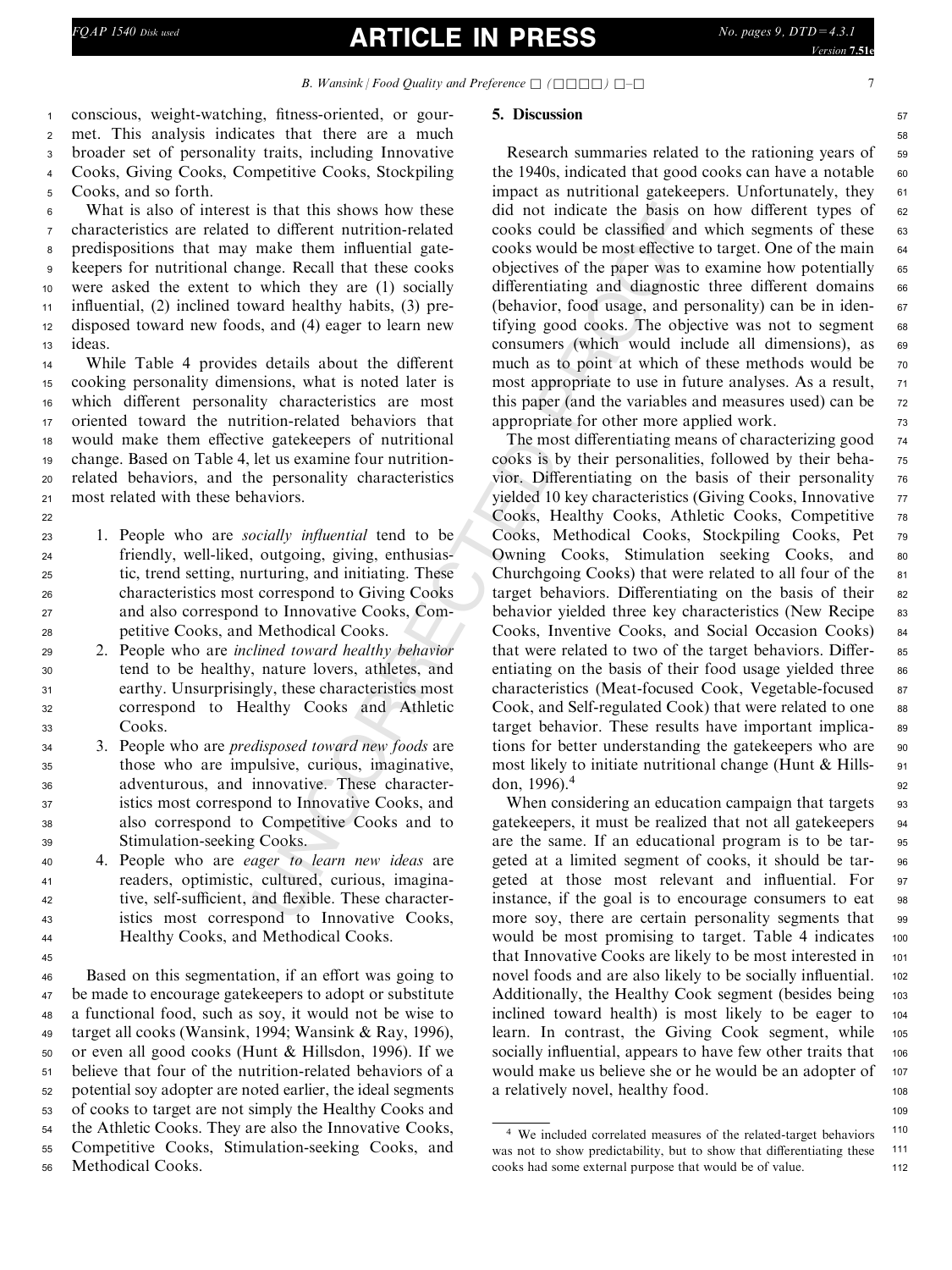conscious, weight-watching, fitness-oriented, or gourmet. This analysis indicates that there are a much broader set of personality traits, including Innovative Cooks, Giving Cooks, Competitive Cooks, Stockpiling Cooks, and so forth.

What is also of interest is that this shows how these characteristics are related to different nutrition-related predispositions that may make them influential gatekeepers for nutritional change. Recall that these cooks were asked the extent to which they are (1) socially influential, (2) inclined toward healthy habits, (3) predisposed toward new foods, and (4) eager to learn new ideas.

While Table 4 provides details about the different cooking personality dimensions, what is noted later is which different personality characteristics are most oriented toward the nutrition-related behaviors that would make them effective gatekeepers of nutritional change. Based on Table 4, let us examine four nutrition-related behaviors, and the personality characteristics most related with these behaviors.

1. People who are *socially influential* tend to be friendly, well-liked, outgoing, giving, enthusiastic, trend setting, nurturing, and initiating. These characteristics most correspond to Giving Cooks and also correspond to Innovative Cooks, Competitive Cooks, and Methodical Cooks.
2. People who are *inclined toward healthy behavior* tend to be healthy, nature lovers, athletes, and earthy. Unsurprisingly, these characteristics most correspond to Healthy Cooks and Athletic Cooks.
3. People who are *predisposed toward new foods* are those who are impulsive, curious, imaginative, adventurous, and innovative. These characteristics most correspond to Innovative Cooks, and also correspond to Competitive Cooks and to Stimulation-seeking Cooks.
4. People who are *eager to learn new ideas* are readers, optimistic, cultured, curious, imaginative, self-sufficient, and flexible. These characteristics most correspond to Innovative Cooks, Healthy Cooks, and Methodical Cooks.

Based on this segmentation, if an effort was going to be made to encourage gatekeepers to adopt or substitute a functional food, such as soy, it would not be wise to target all cooks (Wansink, 1994; Wansink & Ray, 1996), or even all good cooks (Hunt & Hillsdon, 1996). If we believe that four of the nutrition-related behaviors of a potential soy adopter are noted earlier, the ideal segments of cooks to target are not simply the Healthy Cooks and the Athletic Cooks. They are also the Innovative Cooks, Competitive Cooks, Stimulation-seeking Cooks, and Methodical Cooks.

## 5. Discussion

Research summaries related to the rationing years of the 1940s, indicated that good cooks can have a notable impact as nutritional gatekeepers. Unfortunately, they did not indicate the basis on how different types of cooks could be classified and which segments of these cooks would be most effective to target. One of the main objectives of the paper was to examine how potentially differentiating and diagnostic three different domains (behavior, food usage, and personality) can be in identifying good cooks. The objective was not to segment consumers (which would include all dimensions), as much as to point at which of these methods would be most appropriate to use in future analyses. As a result, this paper (and the variables and measures used) can be appropriate for other more applied work.

The most differentiating means of characterizing good cooks is by their personalities, followed by their behavior. Differentiating on the basis of their personality yielded 10 key characteristics (Giving Cooks, Innovative Cooks, Healthy Cooks, Athletic Cooks, Competitive Cooks, Methodical Cooks, Stockpiling Cooks, Pet Owning Cooks, Stimulation seeking Cooks, and Churchgoing Cooks) that were related to all four of the target behaviors. Differentiating on the basis of their behavior yielded three key characteristics (New Recipe Cooks, Inventive Cooks, and Social Occasion Cooks) that were related to two of the target behaviors. Differentiating on the basis of their food usage yielded three characteristics (Meat-focused Cook, Vegetable-focused Cook, and Self-regulated Cook) that were related to one target behavior. These results have important implications for better understanding the gatekeepers who are most likely to initiate nutritional change (Hunt & Hillsdon, 1996).[4]

When considering an education campaign that targets gatekeepers, it must be realized that not all gatekeepers are the same. If an educational program is to be targeted at a limited segment of cooks, it should be targeted at those most relevant and influential. For instance, if the goal is to encourage consumers to eat more soy, there are certain personality segments that would be most promising to target. Table 4 indicates that Innovative Cooks are likely to be most interested in novel foods and are also likely to be socially influential. Additionally, the Healthy Cook segment (besides being inclined toward health) is most likely to be eager to learn. In contrast, the Giving Cook segment, while socially influential, appears to have few other traits that would make us believe she or he would be an adopter of a relatively novel, healthy food.

[4] We included correlated measures of the related-target behaviors was not to show predictability, but to show that differentiating these cooks had some external purpose that would be of value.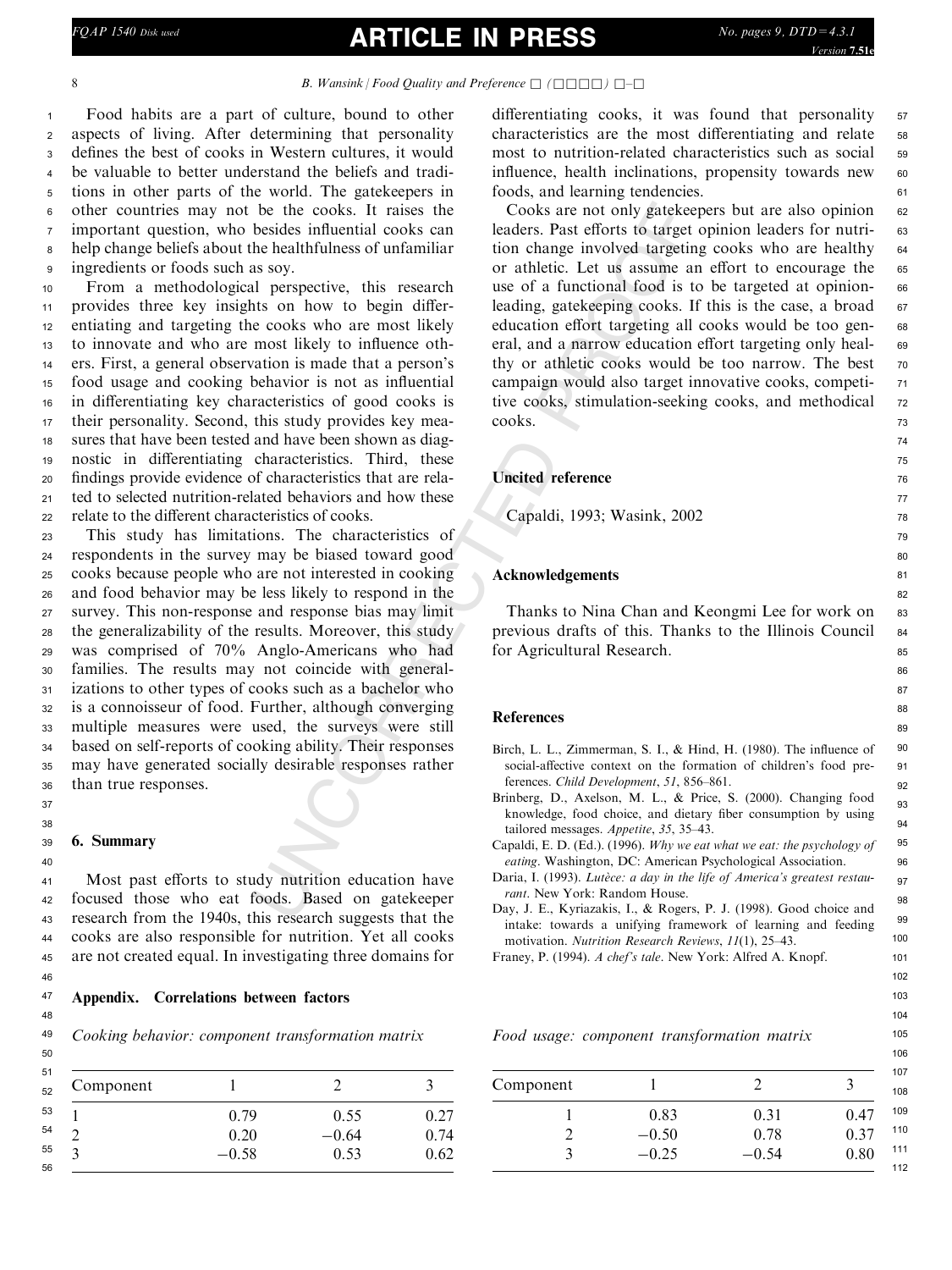Food habits are a part of culture, bound to other aspects of living. After determining that personality defines the best of cooks in Western cultures, it would be valuable to better understand the beliefs and traditions in other parts of the world. The gatekeepers in other countries may not be the cooks. It raises the important question, who besides influential cooks can help change beliefs about the healthfulness of unfamiliar ingredients or foods such as soy.

From a methodological perspective, this research provides three key insights on how to begin differentiating and targeting the cooks who are most likely to innovate and who are most likely to influence others. First, a general observation is made that a person's food usage and cooking behavior is not as influential in differentiating key characteristics of good cooks is their personality. Second, this study provides key measures that have been tested and have been shown as diagnostic in differentiating characteristics. Third, these findings provide evidence of characteristics that are related to selected nutrition-related behaviors and how these relate to the different characteristics of cooks.

This study has limitations. The characteristics of respondents in the survey may be biased toward good cooks because people who are not interested in cooking and food behavior may be less likely to respond in the survey. This non-response and response bias may limit the generalizability of the results. Moreover, this study was comprised of 70% Anglo-Americans who had families. The results may not coincide with generalizations to other types of cooks such as a bachelor who is a connoisseur of food. Further, although converging multiple measures were used, the surveys were still based on self-reports of cooking ability. Their responses may have generated socially desirable responses rather than true responses.

## 6. Summary

Most past efforts to study nutrition education have focused those who eat foods. Based on gatekeeper research from the 1940s, this research suggests that the cooks are also responsible for nutrition. Yet all cooks are not created equal. In investigating three domains for differentiating cooks, it was found that personality characteristics are the most differentiating and relate most to nutrition-related characteristics such as social influence, health inclinations, propensity towards new foods, and learning tendencies.

Cooks are not only gatekeepers but are also opinion leaders. Past efforts to target opinion leaders for nutrition change involved targeting cooks who are healthy or athletic. Let us assume an effort to encourage the use of a functional food is to be targeted at opinion-leading, gatekeeping cooks. If this is the case, a broad education effort targeting all cooks would be too general, and a narrow education effort targeting only healthy or athletic cooks would be too narrow. The best campaign would also target innovative cooks, competitive cooks, stimulation-seeking cooks, and methodical cooks.

## Uncited reference

Capaldi, 1993; Wasink, 2002

## Acknowledgements

Thanks to Nina Chan and Keongmi Lee for work on previous drafts of this. Thanks to the Illinois Council for Agricultural Research.

## References

Birch, L. L., Zimmerman, S. I., & Hind, H. (1980). The influence of social-affective context on the formation of children's food preferences. *Child Development*, *51*, 856–861.

Brinberg, D., Axelson, M. L., & Price, S. (2000). Changing food knowledge, food choice, and dietary fiber consumption by using tailored messages. *Appetite*, *35*, 35–43.

Capaldi, E. D. (Ed.). (1996). *Why we eat what we eat: the psychology of eating*. Washington, DC: American Psychological Association.

Daria, I. (1993). *Lutèce: a day in the life of America's greatest restaurant*. New York: Random House.

Day, J. E., Kyriazakis, I., & Rogers, P. J. (1998). Good choice and intake: towards a unifying framework of learning and feeding motivation. *Nutrition Research Reviews*, *11*(1), 25–43.

Franey, P. (1994). *A chef's tale*. New York: Alfred A. Knopf.

## Appendix. Correlations between factors

*Cooking behavior: component transformation matrix*

| Component | 1 | 2 | 3 |
|---|---|---|---|
| 1 | 0.79 | 0.55 | 0.27 |
| 2 | 0.20 | −0.64 | 0.74 |
| 3 | −0.58 | 0.53 | 0.62 |

*Food usage: component transformation matrix*

| Component | 1 | 2 | 3 |
|---|---|---|---|
| 1 | 0.83 | 0.31 | 0.47 |
| 2 | −0.50 | 0.78 | 0.37 |
| 3 | −0.25 | −0.54 | 0.80 |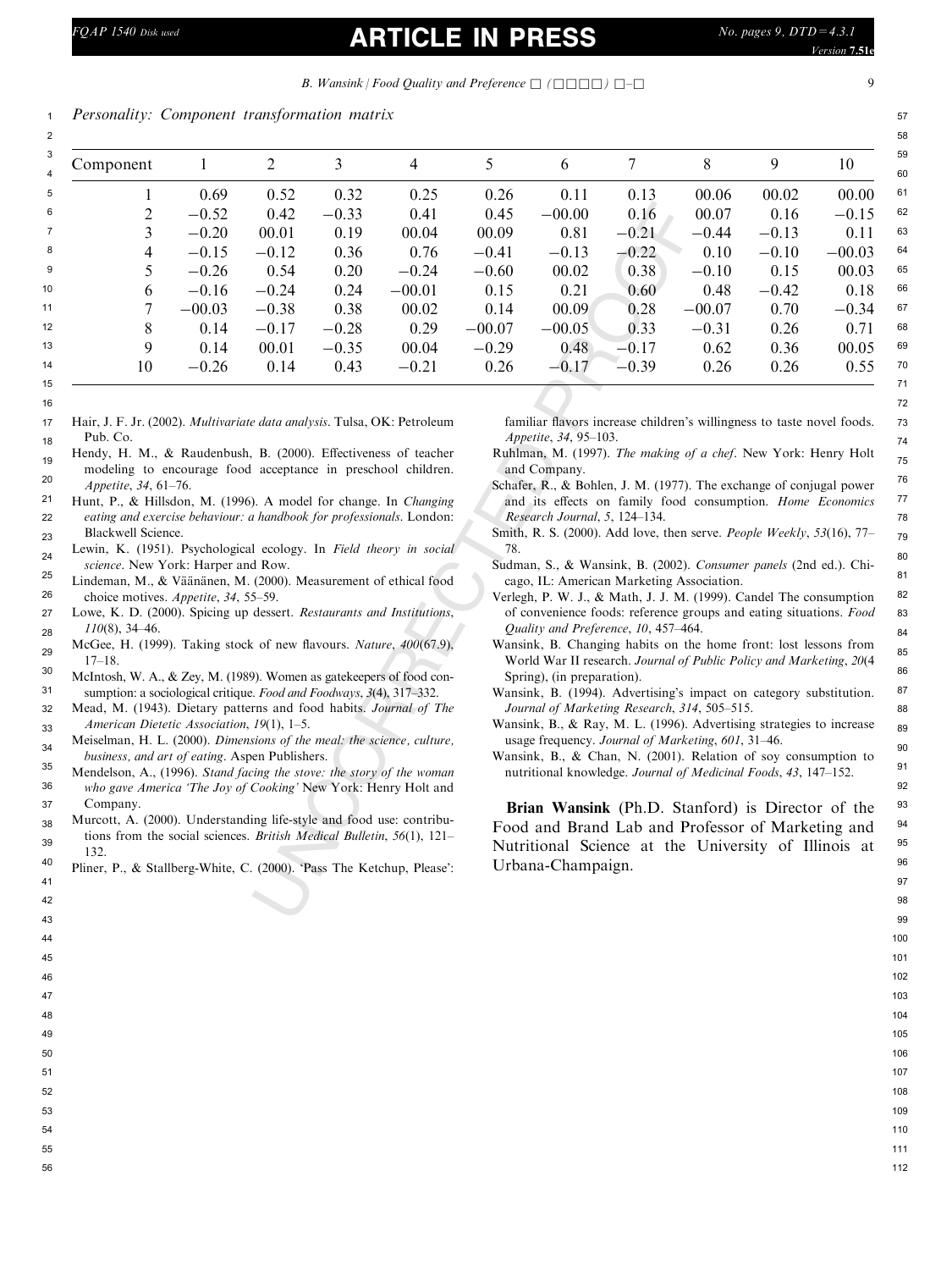*Personality: Component transformation matrix*

| Component | 1 | 2 | 3 | 4 | 5 | 6 | 7 | 8 | 9 | 10 |
|---|---|---|---|---|---|---|---|---|---|---|
| 1 | 0.69 | 0.52 | 0.32 | 0.25 | 0.26 | 0.11 | 0.13 | 00.06 | 00.02 | 00.00 |
| 2 | −0.52 | 0.42 | −0.33 | 0.41 | 0.45 | −00.00 | 0.16 | 00.07 | 0.16 | −0.15 |
| 3 | −0.20 | 00.01 | 0.19 | 00.04 | 00.09 | 0.81 | −0.21 | −0.44 | −0.13 | 0.11 |
| 4 | −0.15 | −0.12 | 0.36 | 0.76 | −0.41 | −0.13 | −0.22 | 0.10 | −0.10 | −00.03 |
| 5 | −0.26 | 0.54 | 0.20 | −0.24 | −0.60 | 00.02 | 0.38 | −0.10 | 0.15 | 00.03 |
| 6 | −0.16 | −0.24 | 0.24 | −00.01 | 0.15 | 0.21 | 0.60 | 0.48 | −0.42 | 0.18 |
| 7 | −00.03 | −0.38 | 0.38 | 00.02 | 0.14 | 00.09 | 0.28 | −00.07 | 0.70 | −0.34 |
| 8 | 0.14 | −0.17 | −0.28 | 0.29 | −00.07 | −00.05 | 0.33 | −0.31 | 0.26 | 0.71 |
| 9 | 0.14 | 00.01 | −0.35 | 00.04 | −0.29 | 0.48 | −0.17 | 0.62 | 0.36 | 00.05 |
| 10 | −0.26 | 0.14 | 0.43 | −0.21 | 0.26 | −0.17 | −0.39 | 0.26 | 0.26 | 0.55 |

Hair, J. F. Jr. (2002). *Multivariate data analysis*. Tulsa, OK: Petroleum Pub. Co.

Hendy, H. M., & Raudenbush, B. (2000). Effectiveness of teacher modeling to encourage food acceptance in preschool children. *Appetite*, *34*, 61–76.

Hunt, P., & Hillsdon, M. (1996). A model for change. In *Changing eating and exercise behaviour: a handbook for professionals*. London: Blackwell Science.

Lewin, K. (1951). Psychological ecology. In *Field theory in social science*. New York: Harper and Row.

Lindeman, M., & Väänänen, M. (2000). Measurement of ethical food choice motives. *Appetite*, *34*, 55–59.

Lowe, K. D. (2000). Spicing up dessert. *Restaurants and Institutions*, *110*(8), 34–46.

McGee, H. (1999). Taking stock of new flavours. *Nature*, *400*(67.9), 17–18.

McIntosh, W. A., & Zey, M. (1989). Women as gatekeepers of food consumption: a sociological critique. *Food and Foodways*, *3*(4), 317–332.

Mead, M. (1943). Dietary patterns and food habits. *Journal of The American Dietetic Association*, *19*(1), 1–5.

Meiselman, H. L. (2000). *Dimensions of the meal: the science, culture, business, and art of eating*. Aspen Publishers.

Mendelson, A., (1996). *Stand facing the stove: the story of the woman who gave America 'The Joy of Cooking'* New York: Henry Holt and Company.

Murcott, A. (2000). Understanding life-style and food use: contributions from the social sciences. *British Medical Bulletin*, *56*(1), 121–132.

Pliner, P., & Stallberg-White, C. (2000). 'Pass The Ketchup, Please': familiar flavors increase children's willingness to taste novel foods. *Appetite*, *34*, 95–103.

Ruhlman, M. (1997). *The making of a chef*. New York: Henry Holt and Company.

Schafer, R., & Bohlen, J. M. (1977). The exchange of conjugal power and its effects on family food consumption. *Home Economics Research Journal*, *5*, 124–134.

Smith, R. S. (2000). Add love, then serve. *People Weekly*, *53*(16), 77–78.

Sudman, S., & Wansink, B. (2002). *Consumer panels* (2nd ed.). Chicago, IL: American Marketing Association.

Verlegh, P. W. J., & Math, J. J. M. (1999). Candel The consumption of convenience foods: reference groups and eating situations. *Food Quality and Preference*, *10*, 457–464.

Wansink, B. Changing habits on the home front: lost lessons from World War II research. *Journal of Public Policy and Marketing*, *20*(4 Spring), (in preparation).

Wansink, B. (1994). Advertising's impact on category substitution. *Journal of Marketing Research*, *314*, 505–515.

Wansink, B., & Ray, M. L. (1996). Advertising strategies to increase usage frequency. *Journal of Marketing*, *601*, 31–46.

Wansink, B., & Chan, N. (2001). Relation of soy consumption to nutritional knowledge. *Journal of Medicinal Foods*, *43*, 147–152.

**Brian Wansink** (Ph.D. Stanford) is Director of the Food and Brand Lab and Professor of Marketing and Nutritional Science at the University of Illinois at Urbana-Champaign.